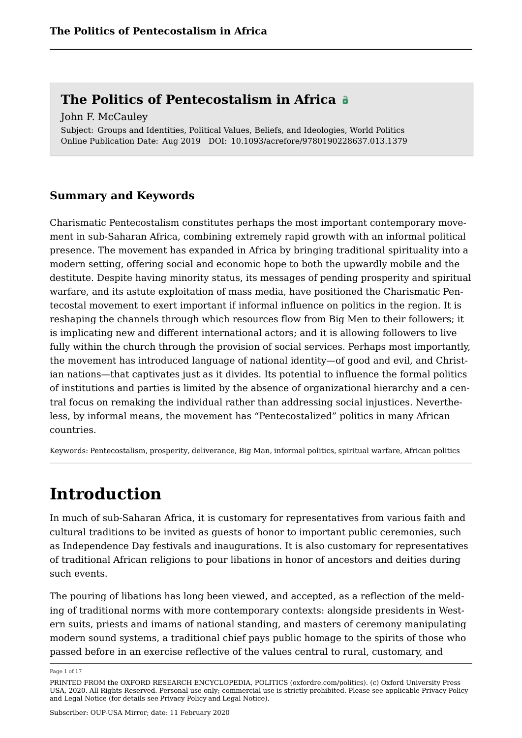# The Politics of Pentecostalism in Africa

John F. McCauley

Subject: Groups and Identities, Political Values, Beliefs, and Ideologies, World Politics
Online Publication Date: Aug 2019 DOI: 10.1093/acrefore/9780190228637.013.1379

## Summary and Keywords

Charismatic Pentecostalism constitutes perhaps the most important contemporary movement in sub-Saharan Africa, combining extremely rapid growth with an informal political presence. The movement has expanded in Africa by bringing traditional spirituality into a modern setting, offering social and economic hope to both the upwardly mobile and the destitute. Despite having minority status, its messages of pending prosperity and spiritual warfare, and its astute exploitation of mass media, have positioned the Charismatic Pentecostal movement to exert important if informal influence on politics in the region. It is reshaping the channels through which resources flow from Big Men to their followers; it is implicating new and different international actors; and it is allowing followers to live fully within the church through the provision of social services. Perhaps most importantly, the movement has introduced language of national identity—of good and evil, and Christian nations—that captivates just as it divides. Its potential to influence the formal politics of institutions and parties is limited by the absence of organizational hierarchy and a central focus on remaking the individual rather than addressing social injustices. Nevertheless, by informal means, the movement has "Pentecostalized" politics in many African countries.

Keywords: Pentecostalism, prosperity, deliverance, Big Man, informal politics, spiritual warfare, African politics

# Introduction

In much of sub-Saharan Africa, it is customary for representatives from various faith and cultural traditions to be invited as guests of honor to important public ceremonies, such as Independence Day festivals and inaugurations. It is also customary for representatives of traditional African religions to pour libations in honor of ancestors and deities during such events.

The pouring of libations has long been viewed, and accepted, as a reflection of the melding of traditional norms with more contemporary contexts: alongside presidents in Western suits, priests and imams of national standing, and masters of ceremony manipulating modern sound systems, a traditional chief pays public homage to the spirits of those who passed before in an exercise reflective of the values central to rural, customary, and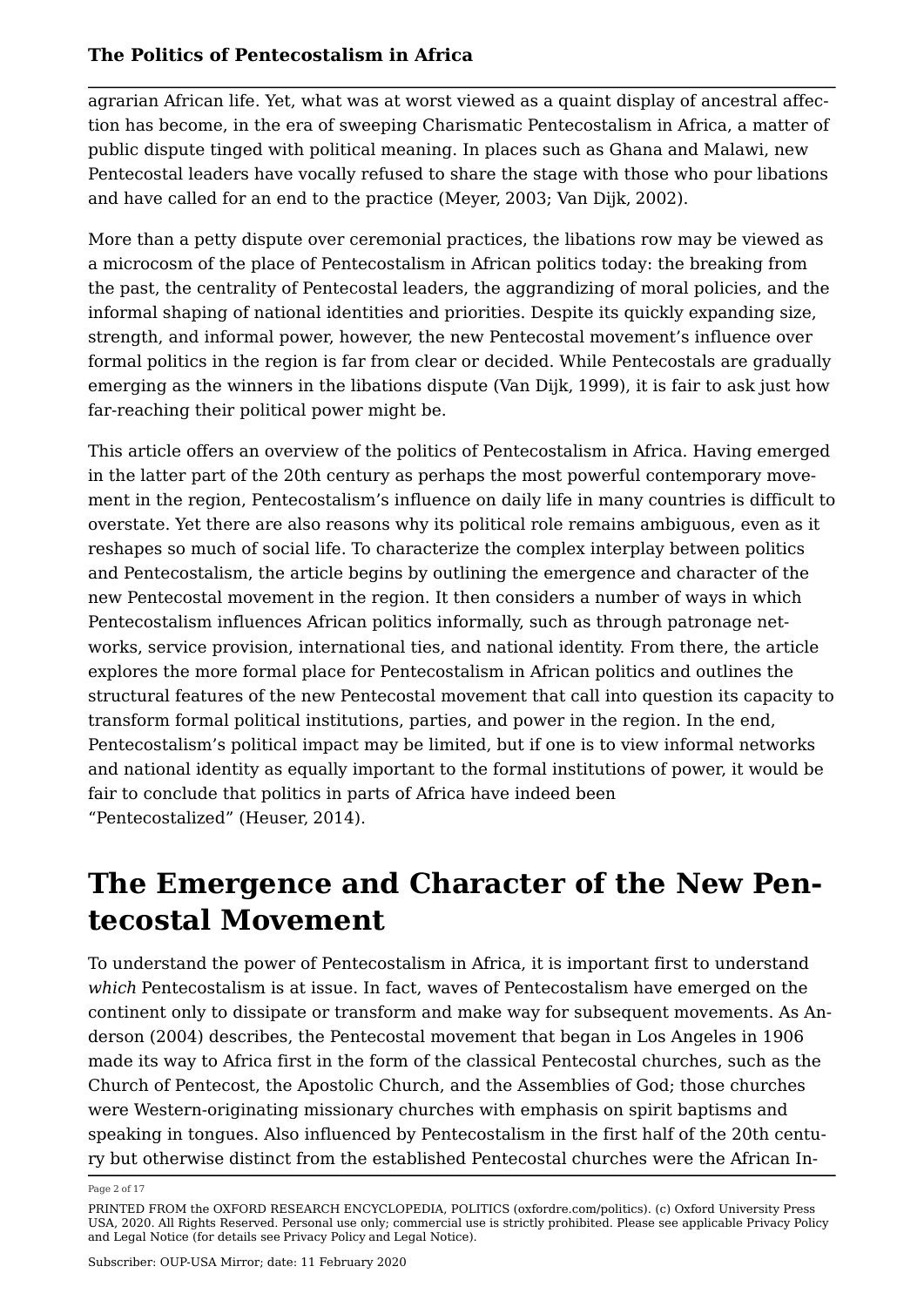agrarian African life. Yet, what was at worst viewed as a quaint display of ancestral affection has become, in the era of sweeping Charismatic Pentecostalism in Africa, a matter of public dispute tinged with political meaning. In places such as Ghana and Malawi, new Pentecostal leaders have vocally refused to share the stage with those who pour libations and have called for an end to the practice (Meyer, 2003; Van Dijk, 2002).

More than a petty dispute over ceremonial practices, the libations row may be viewed as a microcosm of the place of Pentecostalism in African politics today: the breaking from the past, the centrality of Pentecostal leaders, the aggrandizing of moral policies, and the informal shaping of national identities and priorities. Despite its quickly expanding size, strength, and informal power, however, the new Pentecostal movement's influence over formal politics in the region is far from clear or decided. While Pentecostals are gradually emerging as the winners in the libations dispute (Van Dijk, 1999), it is fair to ask just how far-reaching their political power might be.

This article offers an overview of the politics of Pentecostalism in Africa. Having emerged in the latter part of the 20th century as perhaps the most powerful contemporary movement in the region, Pentecostalism's influence on daily life in many countries is difficult to overstate. Yet there are also reasons why its political role remains ambiguous, even as it reshapes so much of social life. To characterize the complex interplay between politics and Pentecostalism, the article begins by outlining the emergence and character of the new Pentecostal movement in the region. It then considers a number of ways in which Pentecostalism influences African politics informally, such as through patronage networks, service provision, international ties, and national identity. From there, the article explores the more formal place for Pentecostalism in African politics and outlines the structural features of the new Pentecostal movement that call into question its capacity to transform formal political institutions, parties, and power in the region. In the end, Pentecostalism's political impact may be limited, but if one is to view informal networks and national identity as equally important to the formal institutions of power, it would be fair to conclude that politics in parts of Africa have indeed been "Pentecostalized" (Heuser, 2014).

# The Emergence and Character of the New Pentecostal Movement

To understand the power of Pentecostalism in Africa, it is important first to understand *which* Pentecostalism is at issue. In fact, waves of Pentecostalism have emerged on the continent only to dissipate or transform and make way for subsequent movements. As Anderson (2004) describes, the Pentecostal movement that began in Los Angeles in 1906 made its way to Africa first in the form of the classical Pentecostal churches, such as the Church of Pentecost, the Apostolic Church, and the Assemblies of God; those churches were Western-originating missionary churches with emphasis on spirit baptisms and speaking in tongues. Also influenced by Pentecostalism in the first half of the 20th century but otherwise distinct from the established Pentecostal churches were the African In-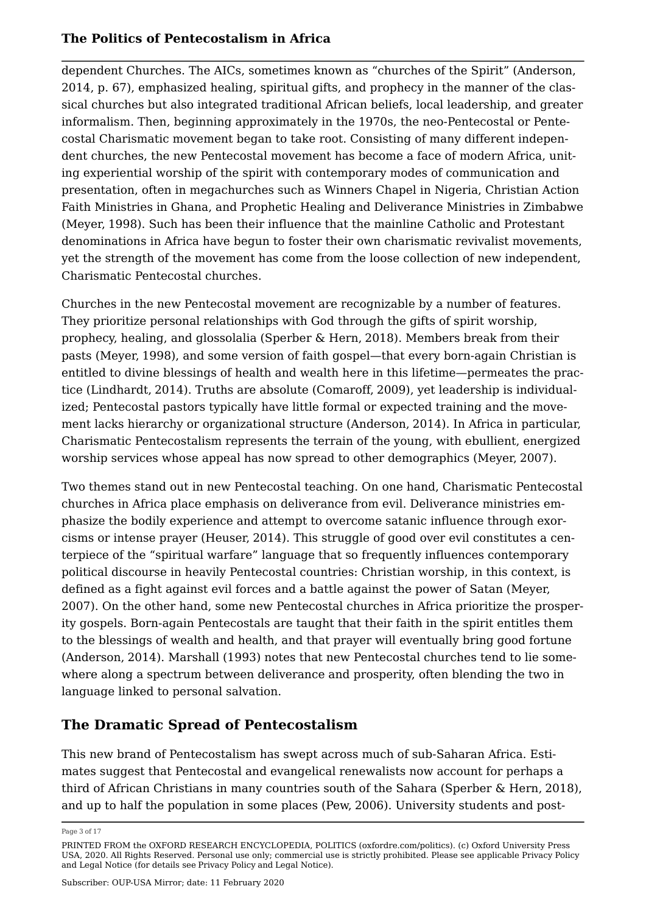dependent Churches. The AICs, sometimes known as "churches of the Spirit" (Anderson, 2014, p. 67), emphasized healing, spiritual gifts, and prophecy in the manner of the classical churches but also integrated traditional African beliefs, local leadership, and greater informalism. Then, beginning approximately in the 1970s, the neo-Pentecostal or Pentecostal Charismatic movement began to take root. Consisting of many different independent churches, the new Pentecostal movement has become a face of modern Africa, uniting experiential worship of the spirit with contemporary modes of communication and presentation, often in megachurches such as Winners Chapel in Nigeria, Christian Action Faith Ministries in Ghana, and Prophetic Healing and Deliverance Ministries in Zimbabwe (Meyer, 1998). Such has been their influence that the mainline Catholic and Protestant denominations in Africa have begun to foster their own charismatic revivalist movements, yet the strength of the movement has come from the loose collection of new independent, Charismatic Pentecostal churches.

Churches in the new Pentecostal movement are recognizable by a number of features. They prioritize personal relationships with God through the gifts of spirit worship, prophecy, healing, and glossolalia (Sperber & Hern, 2018). Members break from their pasts (Meyer, 1998), and some version of faith gospel—that every born-again Christian is entitled to divine blessings of health and wealth here in this lifetime—permeates the practice (Lindhardt, 2014). Truths are absolute (Comaroff, 2009), yet leadership is individualized; Pentecostal pastors typically have little formal or expected training and the movement lacks hierarchy or organizational structure (Anderson, 2014). In Africa in particular, Charismatic Pentecostalism represents the terrain of the young, with ebullient, energized worship services whose appeal has now spread to other demographics (Meyer, 2007).

Two themes stand out in new Pentecostal teaching. On one hand, Charismatic Pentecostal churches in Africa place emphasis on deliverance from evil. Deliverance ministries emphasize the bodily experience and attempt to overcome satanic influence through exorcisms or intense prayer (Heuser, 2014). This struggle of good over evil constitutes a centerpiece of the "spiritual warfare" language that so frequently influences contemporary political discourse in heavily Pentecostal countries: Christian worship, in this context, is defined as a fight against evil forces and a battle against the power of Satan (Meyer, 2007). On the other hand, some new Pentecostal churches in Africa prioritize the prosperity gospels. Born-again Pentecostals are taught that their faith in the spirit entitles them to the blessings of wealth and health, and that prayer will eventually bring good fortune (Anderson, 2014). Marshall (1993) notes that new Pentecostal churches tend to lie somewhere along a spectrum between deliverance and prosperity, often blending the two in language linked to personal salvation.

## The Dramatic Spread of Pentecostalism

This new brand of Pentecostalism has swept across much of sub-Saharan Africa. Estimates suggest that Pentecostal and evangelical renewalists now account for perhaps a third of African Christians in many countries south of the Sahara (Sperber & Hern, 2018), and up to half the population in some places (Pew, 2006). University students and post-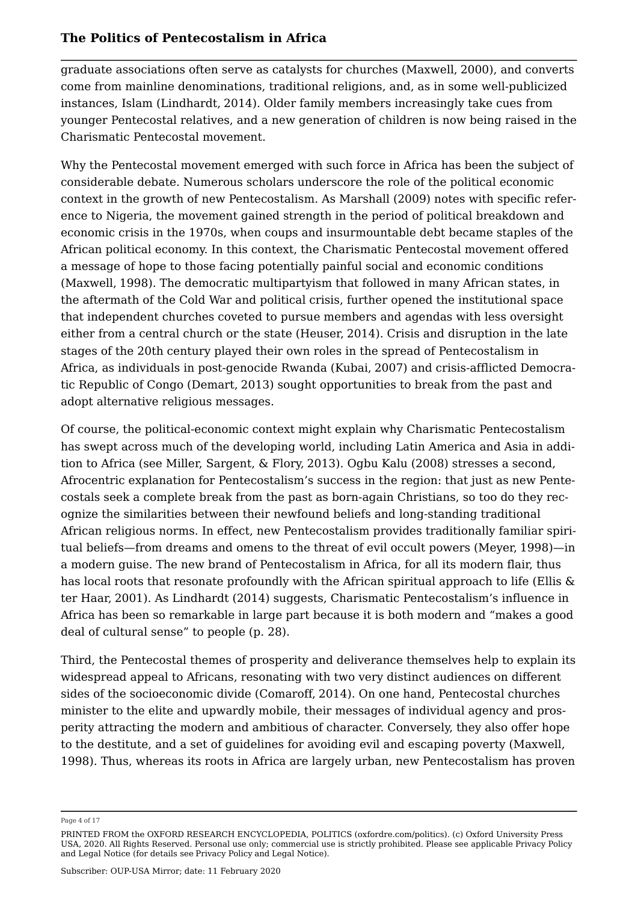graduate associations often serve as catalysts for churches (Maxwell, 2000), and converts come from mainline denominations, traditional religions, and, as in some well-publicized instances, Islam (Lindhardt, 2014). Older family members increasingly take cues from younger Pentecostal relatives, and a new generation of children is now being raised in the Charismatic Pentecostal movement.

Why the Pentecostal movement emerged with such force in Africa has been the subject of considerable debate. Numerous scholars underscore the role of the political economic context in the growth of new Pentecostalism. As Marshall (2009) notes with specific reference to Nigeria, the movement gained strength in the period of political breakdown and economic crisis in the 1970s, when coups and insurmountable debt became staples of the African political economy. In this context, the Charismatic Pentecostal movement offered a message of hope to those facing potentially painful social and economic conditions (Maxwell, 1998). The democratic multipartyism that followed in many African states, in the aftermath of the Cold War and political crisis, further opened the institutional space that independent churches coveted to pursue members and agendas with less oversight either from a central church or the state (Heuser, 2014). Crisis and disruption in the late stages of the 20th century played their own roles in the spread of Pentecostalism in Africa, as individuals in post-genocide Rwanda (Kubai, 2007) and crisis-afflicted Democratic Republic of Congo (Demart, 2013) sought opportunities to break from the past and adopt alternative religious messages.

Of course, the political-economic context might explain why Charismatic Pentecostalism has swept across much of the developing world, including Latin America and Asia in addition to Africa (see Miller, Sargent, & Flory, 2013). Ogbu Kalu (2008) stresses a second, Afrocentric explanation for Pentecostalism's success in the region: that just as new Pentecostals seek a complete break from the past as born-again Christians, so too do they recognize the similarities between their newfound beliefs and long-standing traditional African religious norms. In effect, new Pentecostalism provides traditionally familiar spiritual beliefs—from dreams and omens to the threat of evil occult powers (Meyer, 1998)—in a modern guise. The new brand of Pentecostalism in Africa, for all its modern flair, thus has local roots that resonate profoundly with the African spiritual approach to life (Ellis & ter Haar, 2001). As Lindhardt (2014) suggests, Charismatic Pentecostalism's influence in Africa has been so remarkable in large part because it is both modern and "makes a good deal of cultural sense" to people (p. 28).

Third, the Pentecostal themes of prosperity and deliverance themselves help to explain its widespread appeal to Africans, resonating with two very distinct audiences on different sides of the socioeconomic divide (Comaroff, 2014). On one hand, Pentecostal churches minister to the elite and upwardly mobile, their messages of individual agency and prosperity attracting the modern and ambitious of character. Conversely, they also offer hope to the destitute, and a set of guidelines for avoiding evil and escaping poverty (Maxwell, 1998). Thus, whereas its roots in Africa are largely urban, new Pentecostalism has proven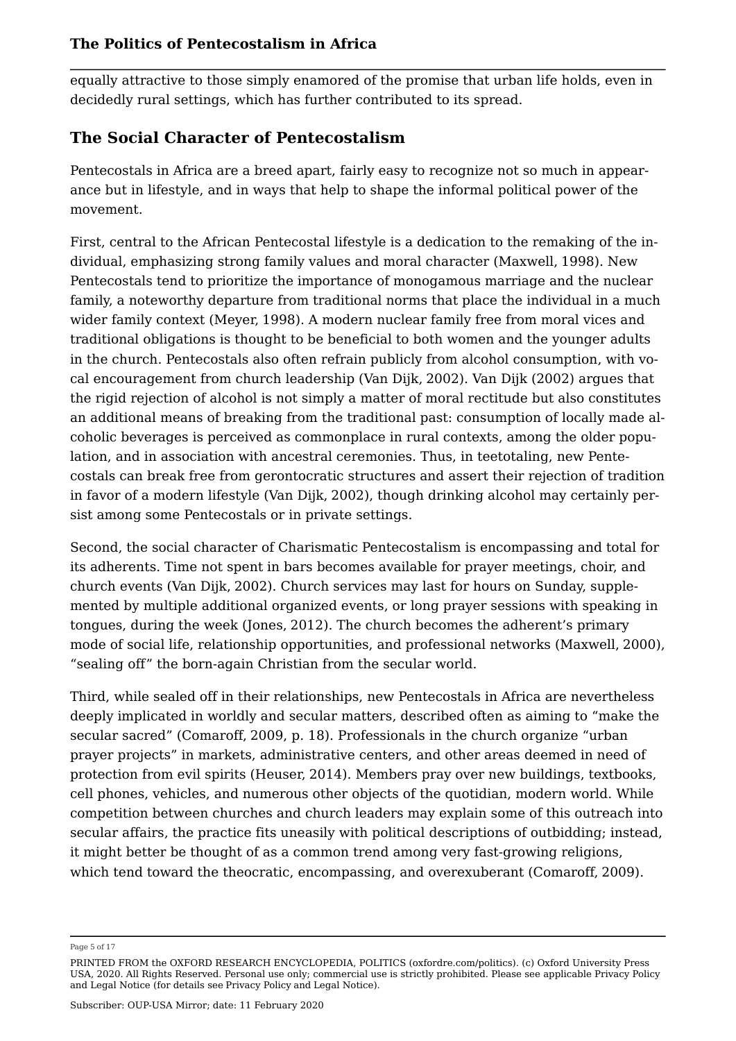equally attractive to those simply enamored of the promise that urban life holds, even in decidedly rural settings, which has further contributed to its spread.

## The Social Character of Pentecostalism

Pentecostals in Africa are a breed apart, fairly easy to recognize not so much in appearance but in lifestyle, and in ways that help to shape the informal political power of the movement.

First, central to the African Pentecostal lifestyle is a dedication to the remaking of the individual, emphasizing strong family values and moral character (Maxwell, 1998). New Pentecostals tend to prioritize the importance of monogamous marriage and the nuclear family, a noteworthy departure from traditional norms that place the individual in a much wider family context (Meyer, 1998). A modern nuclear family free from moral vices and traditional obligations is thought to be beneficial to both women and the younger adults in the church. Pentecostals also often refrain publicly from alcohol consumption, with vocal encouragement from church leadership (Van Dijk, 2002). Van Dijk (2002) argues that the rigid rejection of alcohol is not simply a matter of moral rectitude but also constitutes an additional means of breaking from the traditional past: consumption of locally made alcoholic beverages is perceived as commonplace in rural contexts, among the older population, and in association with ancestral ceremonies. Thus, in teetotaling, new Pentecostals can break free from gerontocratic structures and assert their rejection of tradition in favor of a modern lifestyle (Van Dijk, 2002), though drinking alcohol may certainly persist among some Pentecostals or in private settings.

Second, the social character of Charismatic Pentecostalism is encompassing and total for its adherents. Time not spent in bars becomes available for prayer meetings, choir, and church events (Van Dijk, 2002). Church services may last for hours on Sunday, supplemented by multiple additional organized events, or long prayer sessions with speaking in tongues, during the week (Jones, 2012). The church becomes the adherent's primary mode of social life, relationship opportunities, and professional networks (Maxwell, 2000), "sealing off" the born-again Christian from the secular world.

Third, while sealed off in their relationships, new Pentecostals in Africa are nevertheless deeply implicated in worldly and secular matters, described often as aiming to "make the secular sacred" (Comaroff, 2009, p. 18). Professionals in the church organize "urban prayer projects" in markets, administrative centers, and other areas deemed in need of protection from evil spirits (Heuser, 2014). Members pray over new buildings, textbooks, cell phones, vehicles, and numerous other objects of the quotidian, modern world. While competition between churches and church leaders may explain some of this outreach into secular affairs, the practice fits uneasily with political descriptions of outbidding; instead, it might better be thought of as a common trend among very fast-growing religions, which tend toward the theocratic, encompassing, and overexuberant (Comaroff, 2009).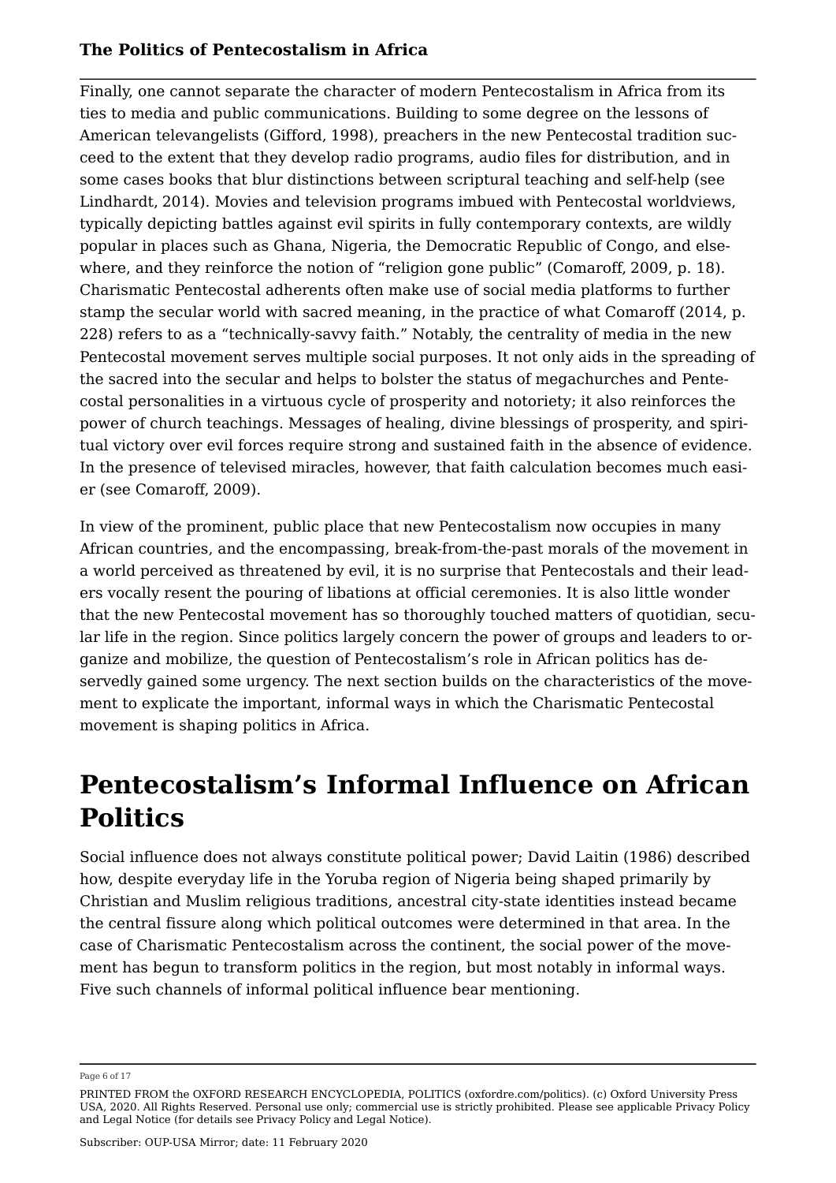Finally, one cannot separate the character of modern Pentecostalism in Africa from its ties to media and public communications. Building to some degree on the lessons of American televangelists (Gifford, 1998), preachers in the new Pentecostal tradition succeed to the extent that they develop radio programs, audio files for distribution, and in some cases books that blur distinctions between scriptural teaching and self-help (see Lindhardt, 2014). Movies and television programs imbued with Pentecostal worldviews, typically depicting battles against evil spirits in fully contemporary contexts, are wildly popular in places such as Ghana, Nigeria, the Democratic Republic of Congo, and elsewhere, and they reinforce the notion of "religion gone public" (Comaroff, 2009, p. 18). Charismatic Pentecostal adherents often make use of social media platforms to further stamp the secular world with sacred meaning, in the practice of what Comaroff (2014, p. 228) refers to as a "technically-savvy faith." Notably, the centrality of media in the new Pentecostal movement serves multiple social purposes. It not only aids in the spreading of the sacred into the secular and helps to bolster the status of megachurches and Pentecostal personalities in a virtuous cycle of prosperity and notoriety; it also reinforces the power of church teachings. Messages of healing, divine blessings of prosperity, and spiritual victory over evil forces require strong and sustained faith in the absence of evidence. In the presence of televised miracles, however, that faith calculation becomes much easier (see Comaroff, 2009).

In view of the prominent, public place that new Pentecostalism now occupies in many African countries, and the encompassing, break-from-the-past morals of the movement in a world perceived as threatened by evil, it is no surprise that Pentecostals and their leaders vocally resent the pouring of libations at official ceremonies. It is also little wonder that the new Pentecostal movement has so thoroughly touched matters of quotidian, secular life in the region. Since politics largely concern the power of groups and leaders to organize and mobilize, the question of Pentecostalism's role in African politics has deservedly gained some urgency. The next section builds on the characteristics of the movement to explicate the important, informal ways in which the Charismatic Pentecostal movement is shaping politics in Africa.

## Pentecostalism's Informal Influence on African Politics

Social influence does not always constitute political power; David Laitin (1986) described how, despite everyday life in the Yoruba region of Nigeria being shaped primarily by Christian and Muslim religious traditions, ancestral city-state identities instead became the central fissure along which political outcomes were determined in that area. In the case of Charismatic Pentecostalism across the continent, the social power of the movement has begun to transform politics in the region, but most notably in informal ways. Five such channels of informal political influence bear mentioning.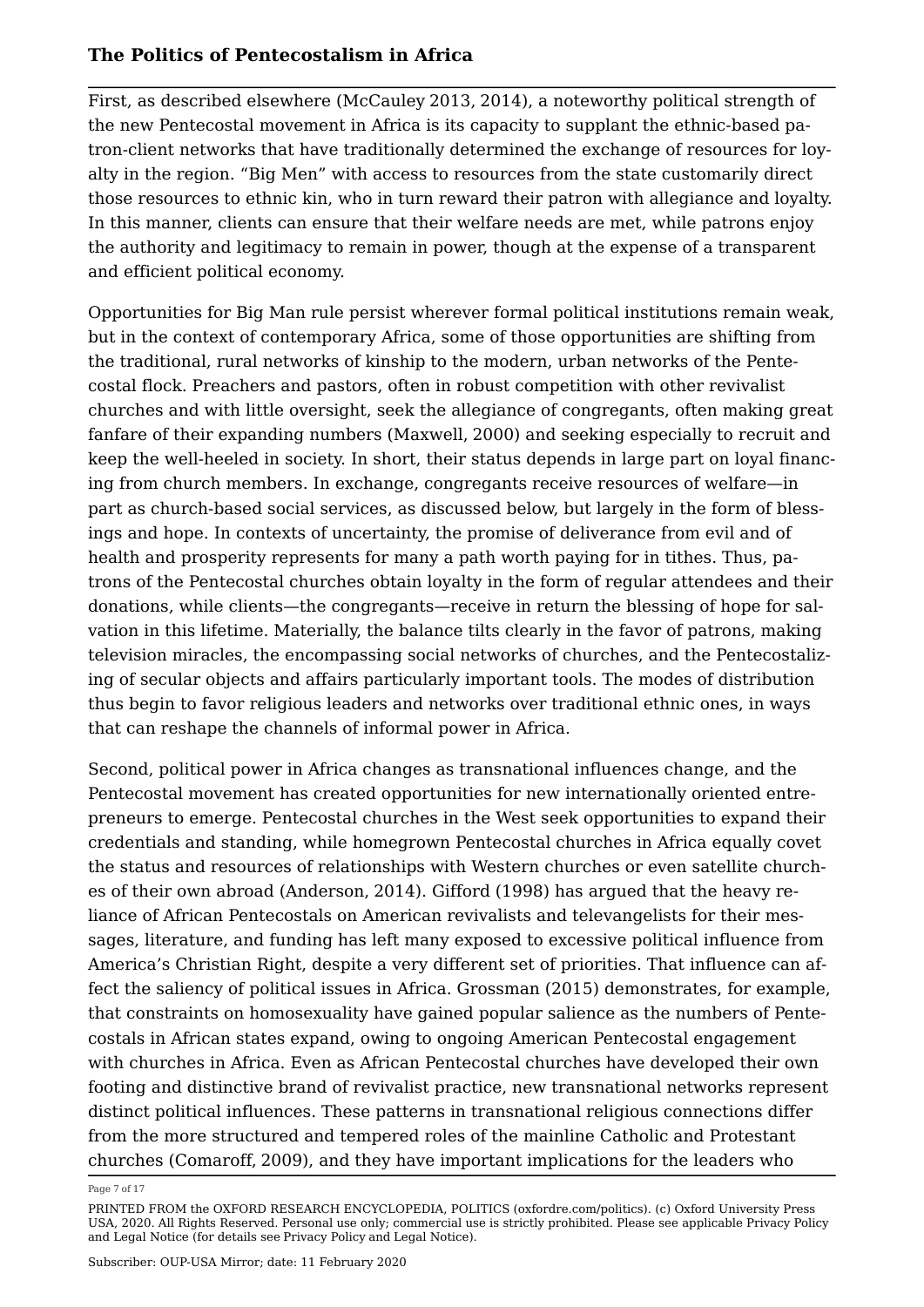First, as described elsewhere (McCauley 2013, 2014), a noteworthy political strength of the new Pentecostal movement in Africa is its capacity to supplant the ethnic-based patron-client networks that have traditionally determined the exchange of resources for loyalty in the region. "Big Men" with access to resources from the state customarily direct those resources to ethnic kin, who in turn reward their patron with allegiance and loyalty. In this manner, clients can ensure that their welfare needs are met, while patrons enjoy the authority and legitimacy to remain in power, though at the expense of a transparent and efficient political economy.

Opportunities for Big Man rule persist wherever formal political institutions remain weak, but in the context of contemporary Africa, some of those opportunities are shifting from the traditional, rural networks of kinship to the modern, urban networks of the Pentecostal flock. Preachers and pastors, often in robust competition with other revivalist churches and with little oversight, seek the allegiance of congregants, often making great fanfare of their expanding numbers (Maxwell, 2000) and seeking especially to recruit and keep the well-heeled in society. In short, their status depends in large part on loyal financing from church members. In exchange, congregants receive resources of welfare—in part as church-based social services, as discussed below, but largely in the form of blessings and hope. In contexts of uncertainty, the promise of deliverance from evil and of health and prosperity represents for many a path worth paying for in tithes. Thus, patrons of the Pentecostal churches obtain loyalty in the form of regular attendees and their donations, while clients—the congregants—receive in return the blessing of hope for salvation in this lifetime. Materially, the balance tilts clearly in the favor of patrons, making television miracles, the encompassing social networks of churches, and the Pentecostalizing of secular objects and affairs particularly important tools. The modes of distribution thus begin to favor religious leaders and networks over traditional ethnic ones, in ways that can reshape the channels of informal power in Africa.

Second, political power in Africa changes as transnational influences change, and the Pentecostal movement has created opportunities for new internationally oriented entrepreneurs to emerge. Pentecostal churches in the West seek opportunities to expand their credentials and standing, while homegrown Pentecostal churches in Africa equally covet the status and resources of relationships with Western churches or even satellite churches of their own abroad (Anderson, 2014). Gifford (1998) has argued that the heavy reliance of African Pentecostals on American revivalists and televangelists for their messages, literature, and funding has left many exposed to excessive political influence from America's Christian Right, despite a very different set of priorities. That influence can affect the saliency of political issues in Africa. Grossman (2015) demonstrates, for example, that constraints on homosexuality have gained popular salience as the numbers of Pentecostals in African states expand, owing to ongoing American Pentecostal engagement with churches in Africa. Even as African Pentecostal churches have developed their own footing and distinctive brand of revivalist practice, new transnational networks represent distinct political influences. These patterns in transnational religious connections differ from the more structured and tempered roles of the mainline Catholic and Protestant churches (Comaroff, 2009), and they have important implications for the leaders who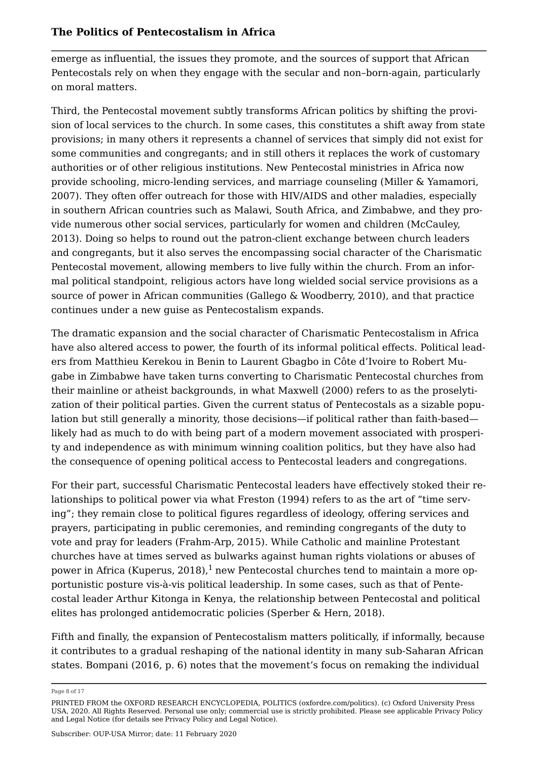emerge as influential, the issues they promote, and the sources of support that African Pentecostals rely on when they engage with the secular and non–born-again, particularly on moral matters.

Third, the Pentecostal movement subtly transforms African politics by shifting the provision of local services to the church. In some cases, this constitutes a shift away from state provisions; in many others it represents a channel of services that simply did not exist for some communities and congregants; and in still others it replaces the work of customary authorities or of other religious institutions. New Pentecostal ministries in Africa now provide schooling, micro-lending services, and marriage counseling (Miller & Yamamori, 2007). They often offer outreach for those with HIV/AIDS and other maladies, especially in southern African countries such as Malawi, South Africa, and Zimbabwe, and they provide numerous other social services, particularly for women and children (McCauley, 2013). Doing so helps to round out the patron-client exchange between church leaders and congregants, but it also serves the encompassing social character of the Charismatic Pentecostal movement, allowing members to live fully within the church. From an informal political standpoint, religious actors have long wielded social service provisions as a source of power in African communities (Gallego & Woodberry, 2010), and that practice continues under a new guise as Pentecostalism expands.

The dramatic expansion and the social character of Charismatic Pentecostalism in Africa have also altered access to power, the fourth of its informal political effects. Political leaders from Matthieu Kerekou in Benin to Laurent Gbagbo in Côte d'Ivoire to Robert Mugabe in Zimbabwe have taken turns converting to Charismatic Pentecostal churches from their mainline or atheist backgrounds, in what Maxwell (2000) refers to as the proselytization of their political parties. Given the current status of Pentecostals as a sizable population but still generally a minority, those decisions—if political rather than faith-based—likely had as much to do with being part of a modern movement associated with prosperity and independence as with minimum winning coalition politics, but they have also had the consequence of opening political access to Pentecostal leaders and congregations.

For their part, successful Charismatic Pentecostal leaders have effectively stoked their relationships to political power via what Freston (1994) refers to as the art of "time serving"; they remain close to political figures regardless of ideology, offering services and prayers, participating in public ceremonies, and reminding congregants of the duty to vote and pray for leaders (Frahm-Arp, 2015). While Catholic and mainline Protestant churches have at times served as bulwarks against human rights violations or abuses of power in Africa (Kuperus, 2018),[1] new Pentecostal churches tend to maintain a more opportunistic posture vis-à-vis political leadership. In some cases, such as that of Pentecostal leader Arthur Kitonga in Kenya, the relationship between Pentecostal and political elites has prolonged antidemocratic policies (Sperber & Hern, 2018).

Fifth and finally, the expansion of Pentecostalism matters politically, if informally, because it contributes to a gradual reshaping of the national identity in many sub-Saharan African states. Bompani (2016, p. 6) notes that the movement's focus on remaking the individual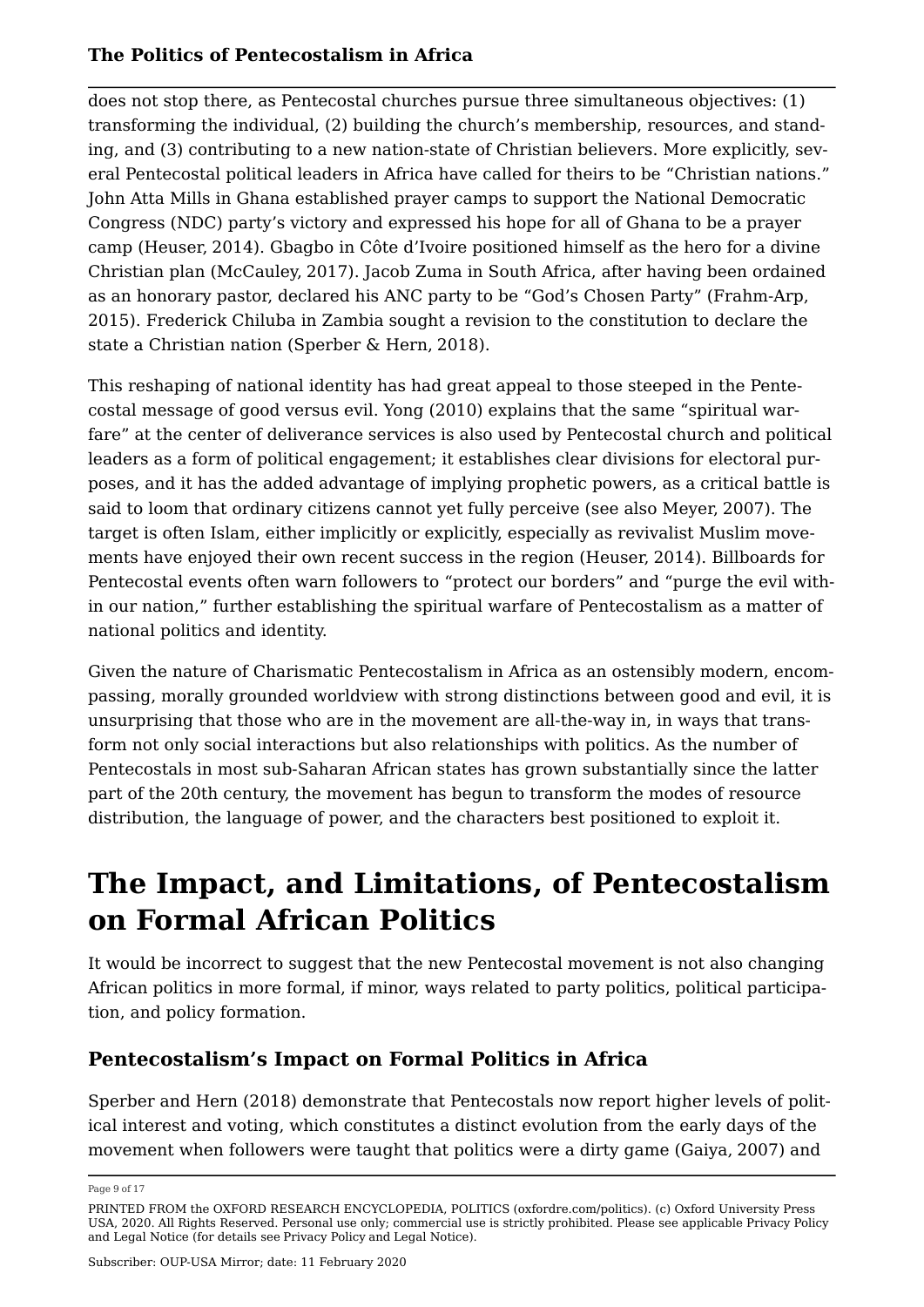does not stop there, as Pentecostal churches pursue three simultaneous objectives: (1) transforming the individual, (2) building the church's membership, resources, and standing, and (3) contributing to a new nation-state of Christian believers. More explicitly, several Pentecostal political leaders in Africa have called for theirs to be "Christian nations." John Atta Mills in Ghana established prayer camps to support the National Democratic Congress (NDC) party's victory and expressed his hope for all of Ghana to be a prayer camp (Heuser, 2014). Gbagbo in Côte d'Ivoire positioned himself as the hero for a divine Christian plan (McCauley, 2017). Jacob Zuma in South Africa, after having been ordained as an honorary pastor, declared his ANC party to be "God's Chosen Party" (Frahm-Arp, 2015). Frederick Chiluba in Zambia sought a revision to the constitution to declare the state a Christian nation (Sperber & Hern, 2018).

This reshaping of national identity has had great appeal to those steeped in the Pentecostal message of good versus evil. Yong (2010) explains that the same "spiritual warfare" at the center of deliverance services is also used by Pentecostal church and political leaders as a form of political engagement; it establishes clear divisions for electoral purposes, and it has the added advantage of implying prophetic powers, as a critical battle is said to loom that ordinary citizens cannot yet fully perceive (see also Meyer, 2007). The target is often Islam, either implicitly or explicitly, especially as revivalist Muslim movements have enjoyed their own recent success in the region (Heuser, 2014). Billboards for Pentecostal events often warn followers to "protect our borders" and "purge the evil within our nation," further establishing the spiritual warfare of Pentecostalism as a matter of national politics and identity.

Given the nature of Charismatic Pentecostalism in Africa as an ostensibly modern, encompassing, morally grounded worldview with strong distinctions between good and evil, it is unsurprising that those who are in the movement are all-the-way in, in ways that transform not only social interactions but also relationships with politics. As the number of Pentecostals in most sub-Saharan African states has grown substantially since the latter part of the 20th century, the movement has begun to transform the modes of resource distribution, the language of power, and the characters best positioned to exploit it.

# The Impact, and Limitations, of Pentecostalism on Formal African Politics

It would be incorrect to suggest that the new Pentecostal movement is not also changing African politics in more formal, if minor, ways related to party politics, political participation, and policy formation.

## Pentecostalism's Impact on Formal Politics in Africa

Sperber and Hern (2018) demonstrate that Pentecostals now report higher levels of political interest and voting, which constitutes a distinct evolution from the early days of the movement when followers were taught that politics were a dirty game (Gaiya, 2007) and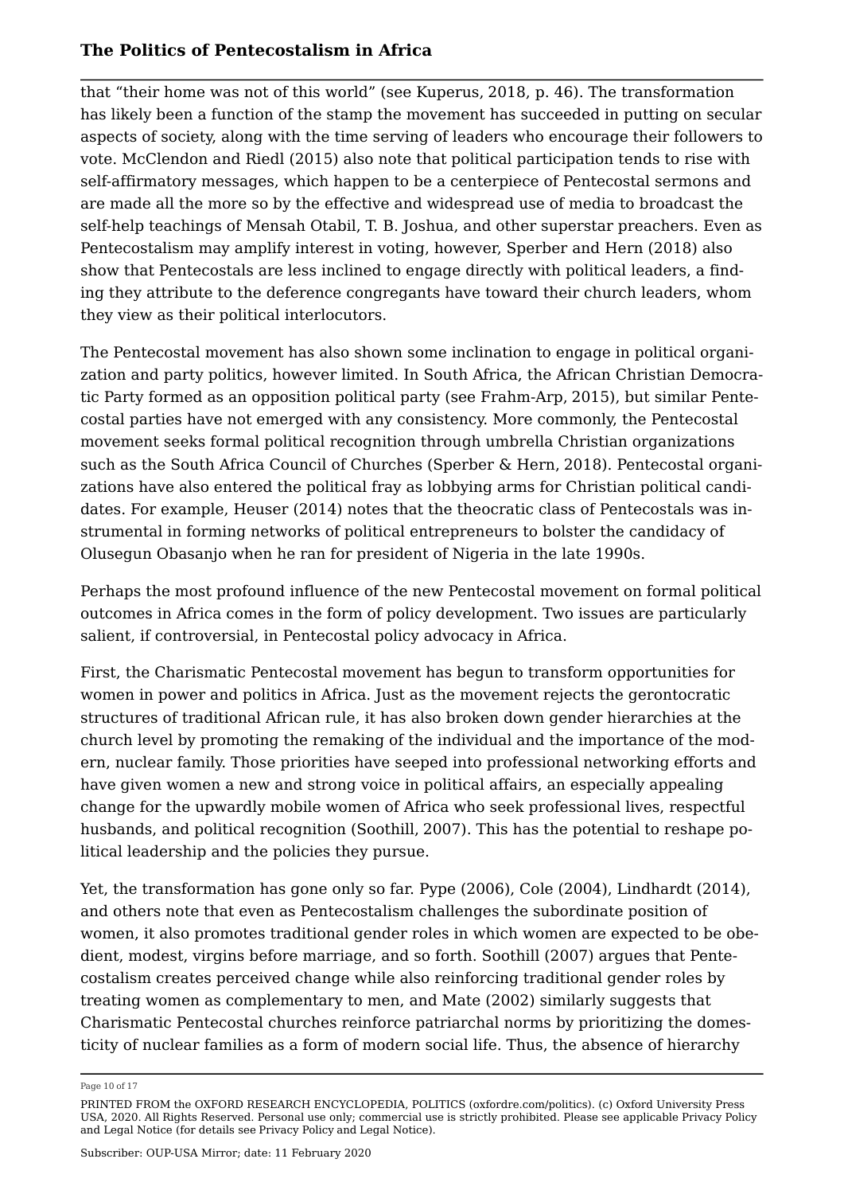that "their home was not of this world" (see Kuperus, 2018, p. 46). The transformation has likely been a function of the stamp the movement has succeeded in putting on secular aspects of society, along with the time serving of leaders who encourage their followers to vote. McClendon and Riedl (2015) also note that political participation tends to rise with self-affirmatory messages, which happen to be a centerpiece of Pentecostal sermons and are made all the more so by the effective and widespread use of media to broadcast the self-help teachings of Mensah Otabil, T. B. Joshua, and other superstar preachers. Even as Pentecostalism may amplify interest in voting, however, Sperber and Hern (2018) also show that Pentecostals are less inclined to engage directly with political leaders, a finding they attribute to the deference congregants have toward their church leaders, whom they view as their political interlocutors.

The Pentecostal movement has also shown some inclination to engage in political organization and party politics, however limited. In South Africa, the African Christian Democratic Party formed as an opposition political party (see Frahm-Arp, 2015), but similar Pentecostal parties have not emerged with any consistency. More commonly, the Pentecostal movement seeks formal political recognition through umbrella Christian organizations such as the South Africa Council of Churches (Sperber & Hern, 2018). Pentecostal organizations have also entered the political fray as lobbying arms for Christian political candidates. For example, Heuser (2014) notes that the theocratic class of Pentecostals was instrumental in forming networks of political entrepreneurs to bolster the candidacy of Olusegun Obasanjo when he ran for president of Nigeria in the late 1990s.

Perhaps the most profound influence of the new Pentecostal movement on formal political outcomes in Africa comes in the form of policy development. Two issues are particularly salient, if controversial, in Pentecostal policy advocacy in Africa.

First, the Charismatic Pentecostal movement has begun to transform opportunities for women in power and politics in Africa. Just as the movement rejects the gerontocratic structures of traditional African rule, it has also broken down gender hierarchies at the church level by promoting the remaking of the individual and the importance of the modern, nuclear family. Those priorities have seeped into professional networking efforts and have given women a new and strong voice in political affairs, an especially appealing change for the upwardly mobile women of Africa who seek professional lives, respectful husbands, and political recognition (Soothill, 2007). This has the potential to reshape political leadership and the policies they pursue.

Yet, the transformation has gone only so far. Pype (2006), Cole (2004), Lindhardt (2014), and others note that even as Pentecostalism challenges the subordinate position of women, it also promotes traditional gender roles in which women are expected to be obedient, modest, virgins before marriage, and so forth. Soothill (2007) argues that Pentecostalism creates perceived change while also reinforcing traditional gender roles by treating women as complementary to men, and Mate (2002) similarly suggests that Charismatic Pentecostal churches reinforce patriarchal norms by prioritizing the domesticity of nuclear families as a form of modern social life. Thus, the absence of hierarchy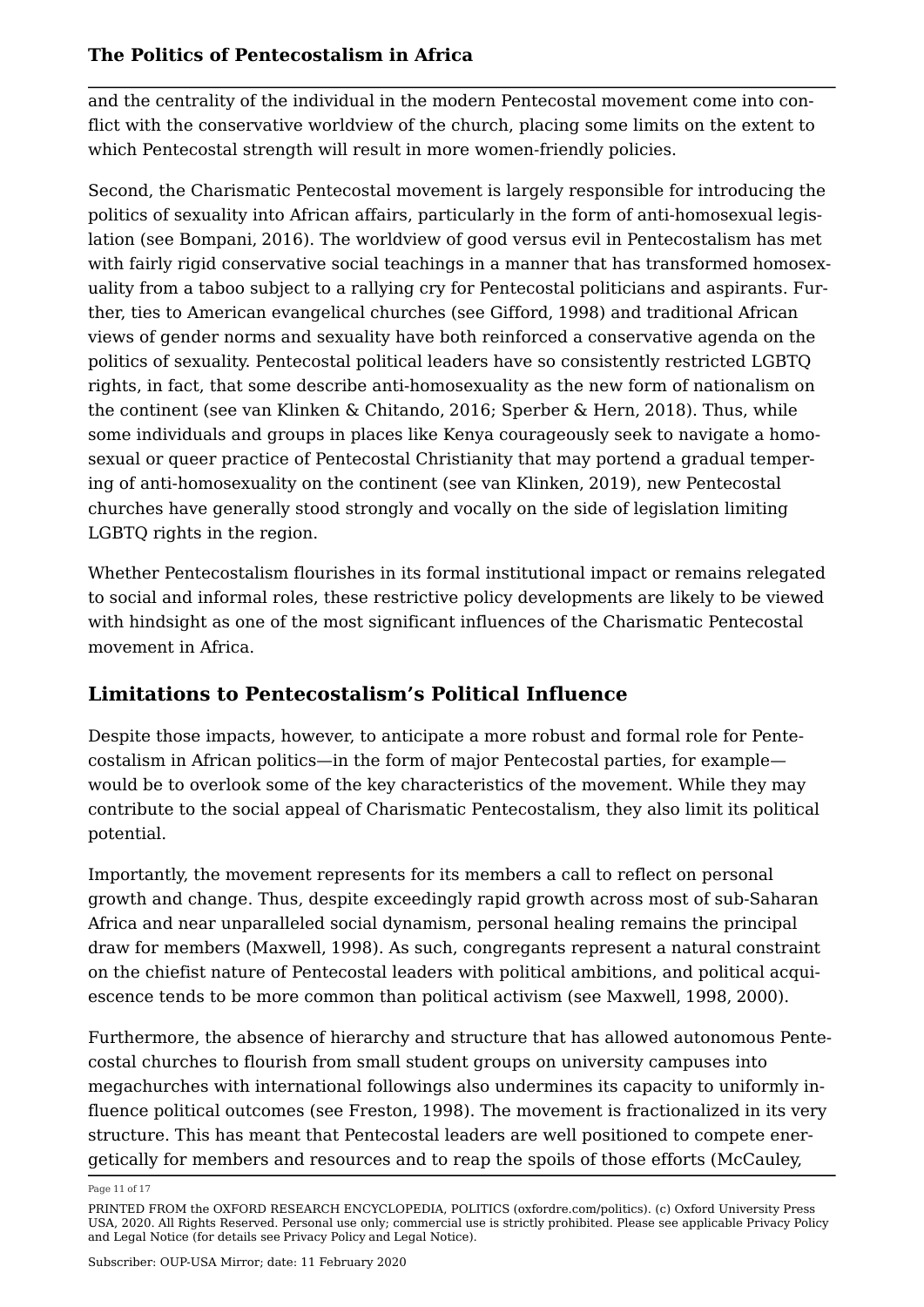and the centrality of the individual in the modern Pentecostal movement come into conflict with the conservative worldview of the church, placing some limits on the extent to which Pentecostal strength will result in more women-friendly policies.

Second, the Charismatic Pentecostal movement is largely responsible for introducing the politics of sexuality into African affairs, particularly in the form of anti-homosexual legislation (see Bompani, 2016). The worldview of good versus evil in Pentecostalism has met with fairly rigid conservative social teachings in a manner that has transformed homosexuality from a taboo subject to a rallying cry for Pentecostal politicians and aspirants. Further, ties to American evangelical churches (see Gifford, 1998) and traditional African views of gender norms and sexuality have both reinforced a conservative agenda on the politics of sexuality. Pentecostal political leaders have so consistently restricted LGBTQ rights, in fact, that some describe anti-homosexuality as the new form of nationalism on the continent (see van Klinken & Chitando, 2016; Sperber & Hern, 2018). Thus, while some individuals and groups in places like Kenya courageously seek to navigate a homosexual or queer practice of Pentecostal Christianity that may portend a gradual tempering of anti-homosexuality on the continent (see van Klinken, 2019), new Pentecostal churches have generally stood strongly and vocally on the side of legislation limiting LGBTQ rights in the region.

Whether Pentecostalism flourishes in its formal institutional impact or remains relegated to social and informal roles, these restrictive policy developments are likely to be viewed with hindsight as one of the most significant influences of the Charismatic Pentecostal movement in Africa.

## Limitations to Pentecostalism's Political Influence

Despite those impacts, however, to anticipate a more robust and formal role for Pentecostalism in African politics—in the form of major Pentecostal parties, for example—would be to overlook some of the key characteristics of the movement. While they may contribute to the social appeal of Charismatic Pentecostalism, they also limit its political potential.

Importantly, the movement represents for its members a call to reflect on personal growth and change. Thus, despite exceedingly rapid growth across most of sub-Saharan Africa and near unparalleled social dynamism, personal healing remains the principal draw for members (Maxwell, 1998). As such, congregants represent a natural constraint on the chiefist nature of Pentecostal leaders with political ambitions, and political acquiescence tends to be more common than political activism (see Maxwell, 1998, 2000).

Furthermore, the absence of hierarchy and structure that has allowed autonomous Pentecostal churches to flourish from small student groups on university campuses into megachurches with international followings also undermines its capacity to uniformly influence political outcomes (see Freston, 1998). The movement is fractionalized in its very structure. This has meant that Pentecostal leaders are well positioned to compete energetically for members and resources and to reap the spoils of those efforts (McCauley,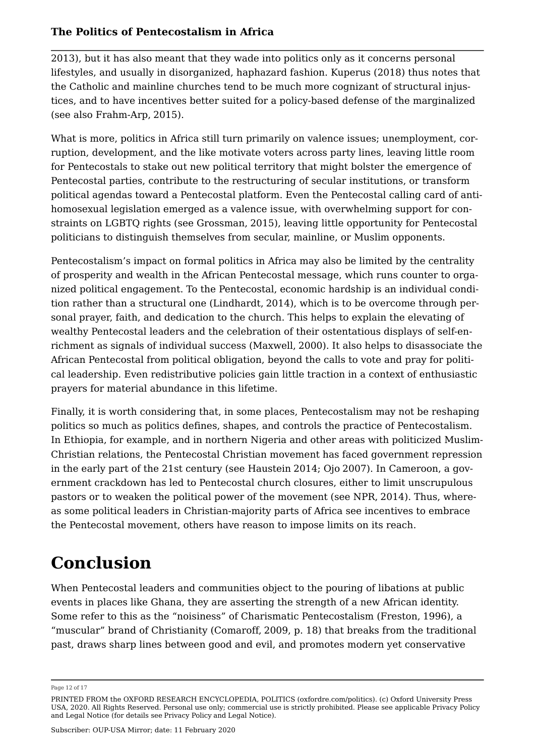2013), but it has also meant that they wade into politics only as it concerns personal lifestyles, and usually in disorganized, haphazard fashion. Kuperus (2018) thus notes that the Catholic and mainline churches tend to be much more cognizant of structural injustices, and to have incentives better suited for a policy-based defense of the marginalized (see also Frahm-Arp, 2015).

What is more, politics in Africa still turn primarily on valence issues; unemployment, corruption, development, and the like motivate voters across party lines, leaving little room for Pentecostals to stake out new political territory that might bolster the emergence of Pentecostal parties, contribute to the restructuring of secular institutions, or transform political agendas toward a Pentecostal platform. Even the Pentecostal calling card of anti-homosexual legislation emerged as a valence issue, with overwhelming support for constraints on LGBTQ rights (see Grossman, 2015), leaving little opportunity for Pentecostal politicians to distinguish themselves from secular, mainline, or Muslim opponents.

Pentecostalism's impact on formal politics in Africa may also be limited by the centrality of prosperity and wealth in the African Pentecostal message, which runs counter to organized political engagement. To the Pentecostal, economic hardship is an individual condition rather than a structural one (Lindhardt, 2014), which is to be overcome through personal prayer, faith, and dedication to the church. This helps to explain the elevating of wealthy Pentecostal leaders and the celebration of their ostentatious displays of self-enrichment as signals of individual success (Maxwell, 2000). It also helps to disassociate the African Pentecostal from political obligation, beyond the calls to vote and pray for political leadership. Even redistributive policies gain little traction in a context of enthusiastic prayers for material abundance in this lifetime.

Finally, it is worth considering that, in some places, Pentecostalism may not be reshaping politics so much as politics defines, shapes, and controls the practice of Pentecostalism. In Ethiopia, for example, and in northern Nigeria and other areas with politicized Muslim-Christian relations, the Pentecostal Christian movement has faced government repression in the early part of the 21st century (see Haustein 2014; Ojo 2007). In Cameroon, a government crackdown has led to Pentecostal church closures, either to limit unscrupulous pastors or to weaken the political power of the movement (see NPR, 2014). Thus, whereas some political leaders in Christian-majority parts of Africa see incentives to embrace the Pentecostal movement, others have reason to impose limits on its reach.

# Conclusion

When Pentecostal leaders and communities object to the pouring of libations at public events in places like Ghana, they are asserting the strength of a new African identity. Some refer to this as the "noisiness" of Charismatic Pentecostalism (Freston, 1996), a "muscular" brand of Christianity (Comaroff, 2009, p. 18) that breaks from the traditional past, draws sharp lines between good and evil, and promotes modern yet conservative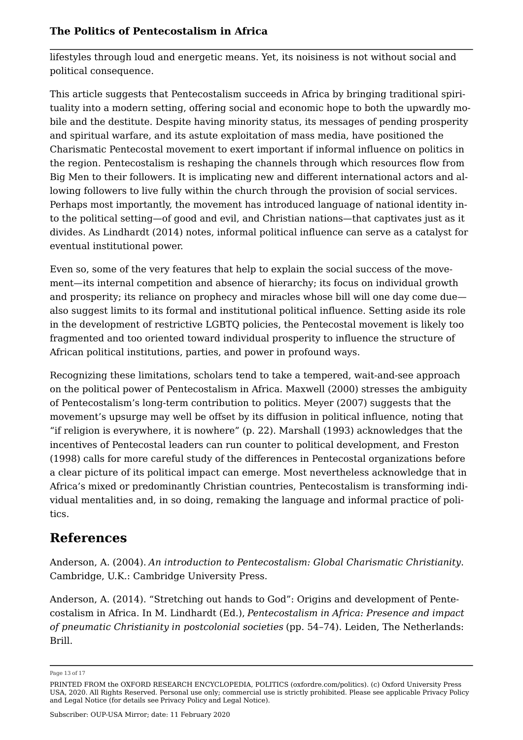lifestyles through loud and energetic means. Yet, its noisiness is not without social and political consequence.

This article suggests that Pentecostalism succeeds in Africa by bringing traditional spirituality into a modern setting, offering social and economic hope to both the upwardly mobile and the destitute. Despite having minority status, its messages of pending prosperity and spiritual warfare, and its astute exploitation of mass media, have positioned the Charismatic Pentecostal movement to exert important if informal influence on politics in the region. Pentecostalism is reshaping the channels through which resources flow from Big Men to their followers. It is implicating new and different international actors and allowing followers to live fully within the church through the provision of social services. Perhaps most importantly, the movement has introduced language of national identity into the political setting—of good and evil, and Christian nations—that captivates just as it divides. As Lindhardt (2014) notes, informal political influence can serve as a catalyst for eventual institutional power.

Even so, some of the very features that help to explain the social success of the movement—its internal competition and absence of hierarchy; its focus on individual growth and prosperity; its reliance on prophecy and miracles whose bill will one day come due—also suggest limits to its formal and institutional political influence. Setting aside its role in the development of restrictive LGBTQ policies, the Pentecostal movement is likely too fragmented and too oriented toward individual prosperity to influence the structure of African political institutions, parties, and power in profound ways.

Recognizing these limitations, scholars tend to take a tempered, wait-and-see approach on the political power of Pentecostalism in Africa. Maxwell (2000) stresses the ambiguity of Pentecostalism's long-term contribution to politics. Meyer (2007) suggests that the movement's upsurge may well be offset by its diffusion in political influence, noting that "if religion is everywhere, it is nowhere" (p. 22). Marshall (1993) acknowledges that the incentives of Pentecostal leaders can run counter to political development, and Freston (1998) calls for more careful study of the differences in Pentecostal organizations before a clear picture of its political impact can emerge. Most nevertheless acknowledge that in Africa's mixed or predominantly Christian countries, Pentecostalism is transforming individual mentalities and, in so doing, remaking the language and informal practice of politics.

## References

Anderson, A. (2004). *An introduction to Pentecostalism: Global Charismatic Christianity*. Cambridge, U.K.: Cambridge University Press.

Anderson, A. (2014). "Stretching out hands to God": Origins and development of Pentecostalism in Africa. In M. Lindhardt (Ed.), *Pentecostalism in Africa: Presence and impact of pneumatic Christianity in postcolonial societies* (pp. 54–74). Leiden, The Netherlands: Brill.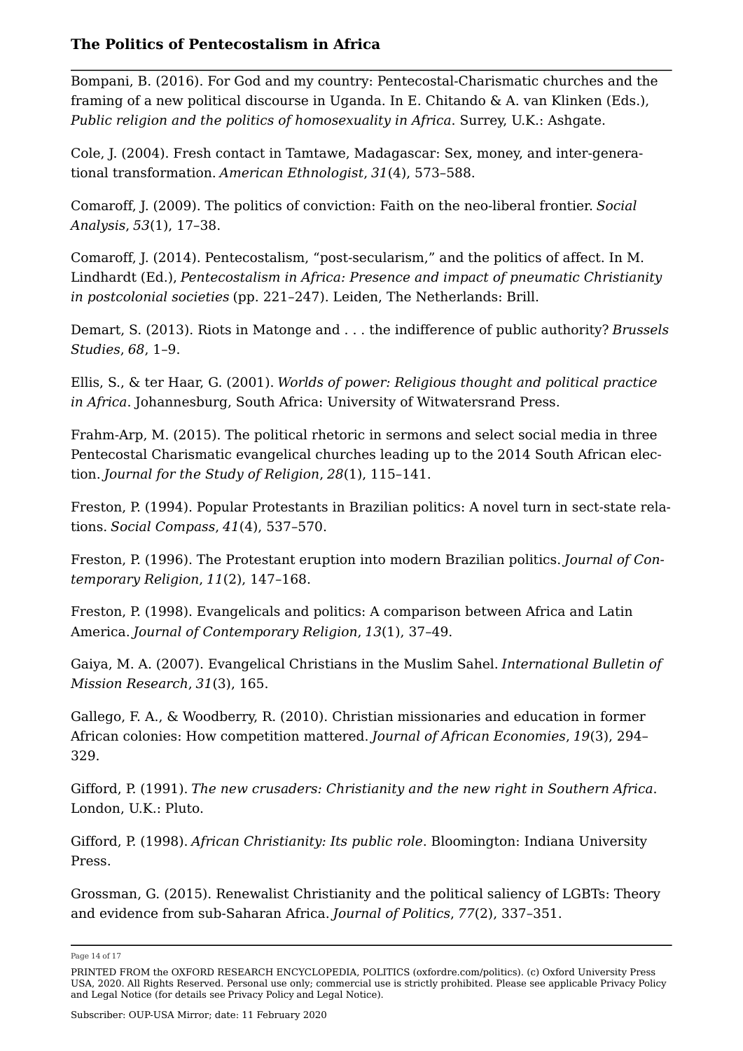Bompani, B. (2016). For God and my country: Pentecostal-Charismatic churches and the framing of a new political discourse in Uganda. In E. Chitando & A. van Klinken (Eds.), *Public religion and the politics of homosexuality in Africa*. Surrey, U.K.: Ashgate.

Cole, J. (2004). Fresh contact in Tamtawe, Madagascar: Sex, money, and inter-generational transformation. *American Ethnologist*, *31*(4), 573–588.

Comaroff, J. (2009). The politics of conviction: Faith on the neo-liberal frontier. *Social Analysis*, *53*(1), 17–38.

Comaroff, J. (2014). Pentecostalism, "post-secularism," and the politics of affect. In M. Lindhardt (Ed.), *Pentecostalism in Africa: Presence and impact of pneumatic Christianity in postcolonial societies* (pp. 221–247). Leiden, The Netherlands: Brill.

Demart, S. (2013). Riots in Matonge and . . . the indifference of public authority? *Brussels Studies*, *68*, 1–9.

Ellis, S., & ter Haar, G. (2001). *Worlds of power: Religious thought and political practice in Africa*. Johannesburg, South Africa: University of Witwatersrand Press.

Frahm-Arp, M. (2015). The political rhetoric in sermons and select social media in three Pentecostal Charismatic evangelical churches leading up to the 2014 South African election. *Journal for the Study of Religion*, *28*(1), 115–141.

Freston, P. (1994). Popular Protestants in Brazilian politics: A novel turn in sect-state relations. *Social Compass*, *41*(4), 537–570.

Freston, P. (1996). The Protestant eruption into modern Brazilian politics. *Journal of Contemporary Religion*, *11*(2), 147–168.

Freston, P. (1998). Evangelicals and politics: A comparison between Africa and Latin America. *Journal of Contemporary Religion*, *13*(1), 37–49.

Gaiya, M. A. (2007). Evangelical Christians in the Muslim Sahel. *International Bulletin of Mission Research*, *31*(3), 165.

Gallego, F. A., & Woodberry, R. (2010). Christian missionaries and education in former African colonies: How competition mattered. *Journal of African Economies*, *19*(3), 294–329.

Gifford, P. (1991). *The new crusaders: Christianity and the new right in Southern Africa*. London, U.K.: Pluto.

Gifford, P. (1998). *African Christianity: Its public role*. Bloomington: Indiana University Press.

Grossman, G. (2015). Renewalist Christianity and the political saliency of LGBTs: Theory and evidence from sub-Saharan Africa. *Journal of Politics*, *77*(2), 337–351.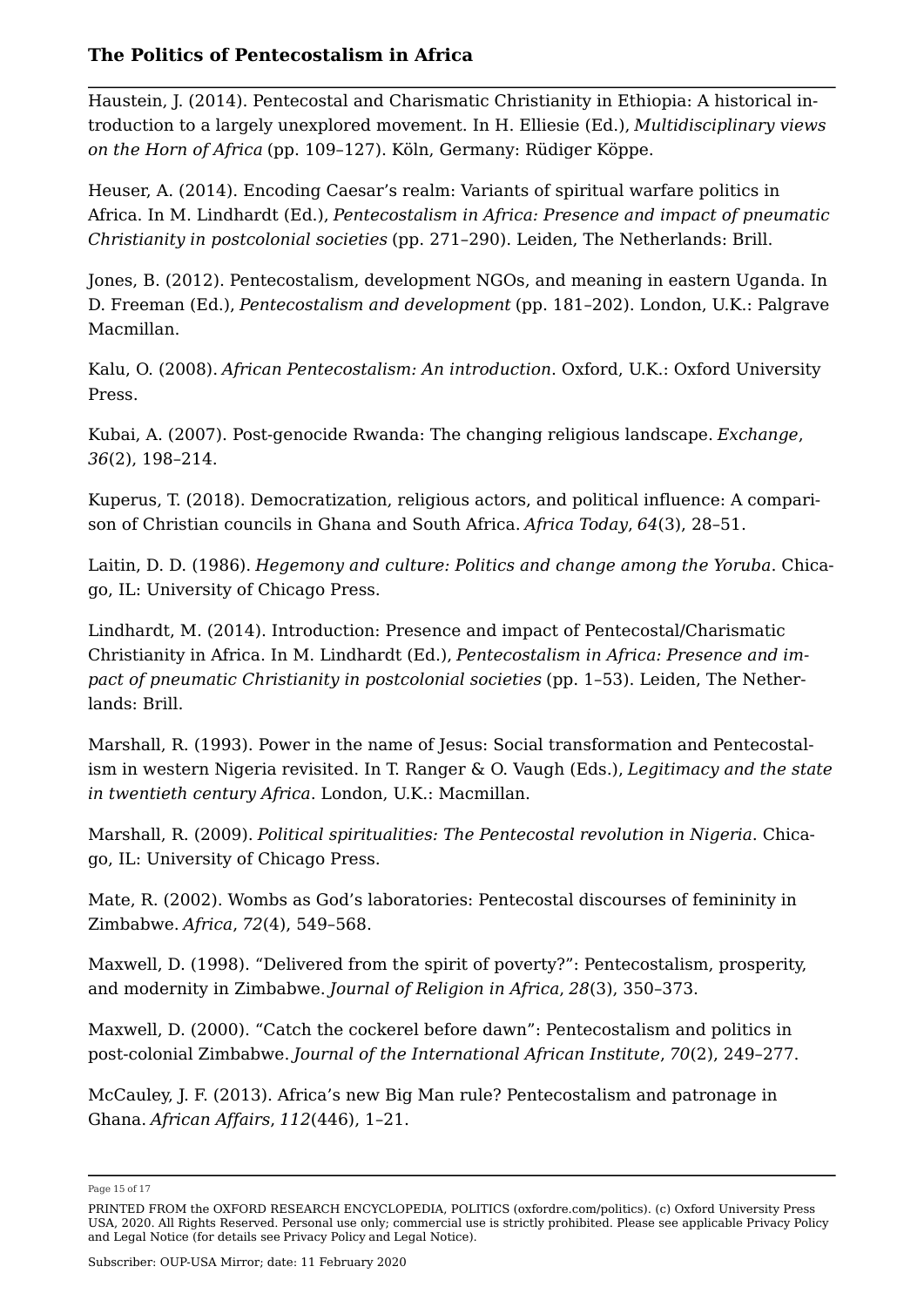Haustein, J. (2014). Pentecostal and Charismatic Christianity in Ethiopia: A historical introduction to a largely unexplored movement. In H. Elliesie (Ed.), *Multidisciplinary views on the Horn of Africa* (pp. 109–127). Köln, Germany: Rüdiger Köppe.

Heuser, A. (2014). Encoding Caesar's realm: Variants of spiritual warfare politics in Africa. In M. Lindhardt (Ed.), *Pentecostalism in Africa: Presence and impact of pneumatic Christianity in postcolonial societies* (pp. 271–290). Leiden, The Netherlands: Brill.

Jones, B. (2012). Pentecostalism, development NGOs, and meaning in eastern Uganda. In D. Freeman (Ed.), *Pentecostalism and development* (pp. 181–202). London, U.K.: Palgrave Macmillan.

Kalu, O. (2008). *African Pentecostalism: An introduction*. Oxford, U.K.: Oxford University Press.

Kubai, A. (2007). Post-genocide Rwanda: The changing religious landscape. *Exchange*, *36*(2), 198–214.

Kuperus, T. (2018). Democratization, religious actors, and political influence: A comparison of Christian councils in Ghana and South Africa. *Africa Today*, *64*(3), 28–51.

Laitin, D. D. (1986). *Hegemony and culture: Politics and change among the Yoruba*. Chicago, IL: University of Chicago Press.

Lindhardt, M. (2014). Introduction: Presence and impact of Pentecostal/Charismatic Christianity in Africa. In M. Lindhardt (Ed.), *Pentecostalism in Africa: Presence and impact of pneumatic Christianity in postcolonial societies* (pp. 1–53). Leiden, The Netherlands: Brill.

Marshall, R. (1993). Power in the name of Jesus: Social transformation and Pentecostalism in western Nigeria revisited. In T. Ranger & O. Vaugh (Eds.), *Legitimacy and the state in twentieth century Africa*. London, U.K.: Macmillan.

Marshall, R. (2009). *Political spiritualities: The Pentecostal revolution in Nigeria*. Chicago, IL: University of Chicago Press.

Mate, R. (2002). Wombs as God's laboratories: Pentecostal discourses of femininity in Zimbabwe. *Africa*, *72*(4), 549–568.

Maxwell, D. (1998). "Delivered from the spirit of poverty?": Pentecostalism, prosperity, and modernity in Zimbabwe. *Journal of Religion in Africa*, *28*(3), 350–373.

Maxwell, D. (2000). "Catch the cockerel before dawn": Pentecostalism and politics in post-colonial Zimbabwe. *Journal of the International African Institute*, *70*(2), 249–277.

McCauley, J. F. (2013). Africa's new Big Man rule? Pentecostalism and patronage in Ghana. *African Affairs*, *112*(446), 1–21.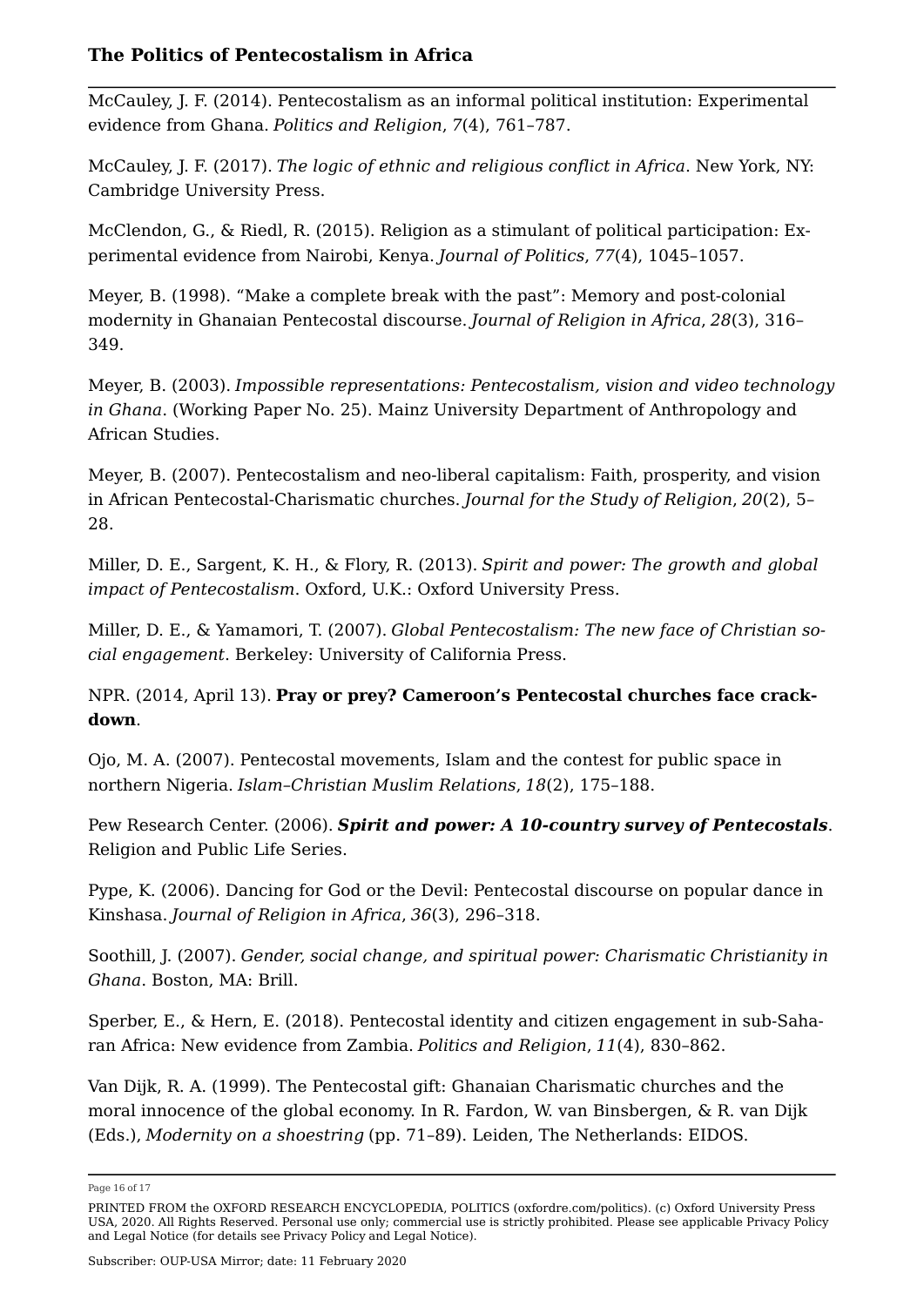McCauley, J. F. (2014). Pentecostalism as an informal political institution: Experimental evidence from Ghana. *Politics and Religion*, *7*(4), 761–787.

McCauley, J. F. (2017). *The logic of ethnic and religious conflict in Africa*. New York, NY: Cambridge University Press.

McClendon, G., & Riedl, R. (2015). Religion as a stimulant of political participation: Experimental evidence from Nairobi, Kenya. *Journal of Politics*, *77*(4), 1045–1057.

Meyer, B. (1998). "Make a complete break with the past": Memory and post-colonial modernity in Ghanaian Pentecostal discourse. *Journal of Religion in Africa*, *28*(3), 316–349.

Meyer, B. (2003). *Impossible representations: Pentecostalism, vision and video technology in Ghana*. (Working Paper No. 25). Mainz University Department of Anthropology and African Studies.

Meyer, B. (2007). Pentecostalism and neo-liberal capitalism: Faith, prosperity, and vision in African Pentecostal-Charismatic churches. *Journal for the Study of Religion*, *20*(2), 5–28.

Miller, D. E., Sargent, K. H., & Flory, R. (2013). *Spirit and power: The growth and global impact of Pentecostalism*. Oxford, U.K.: Oxford University Press.

Miller, D. E., & Yamamori, T. (2007). *Global Pentecostalism: The new face of Christian social engagement*. Berkeley: University of California Press.

NPR. (2014, April 13). **Pray or prey? Cameroon's Pentecostal churches face crackdown**.

Ojo, M. A. (2007). Pentecostal movements, Islam and the contest for public space in northern Nigeria. *Islam–Christian Muslim Relations*, *18*(2), 175–188.

Pew Research Center. (2006). ***Spirit and power: A 10-country survey of Pentecostals***. Religion and Public Life Series.

Pype, K. (2006). Dancing for God or the Devil: Pentecostal discourse on popular dance in Kinshasa. *Journal of Religion in Africa*, *36*(3), 296–318.

Soothill, J. (2007). *Gender, social change, and spiritual power: Charismatic Christianity in Ghana*. Boston, MA: Brill.

Sperber, E., & Hern, E. (2018). Pentecostal identity and citizen engagement in sub-Saharan Africa: New evidence from Zambia. *Politics and Religion*, *11*(4), 830–862.

Van Dijk, R. A. (1999). The Pentecostal gift: Ghanaian Charismatic churches and the moral innocence of the global economy. In R. Fardon, W. van Binsbergen, & R. van Dijk (Eds.), *Modernity on a shoestring* (pp. 71–89). Leiden, The Netherlands: EIDOS.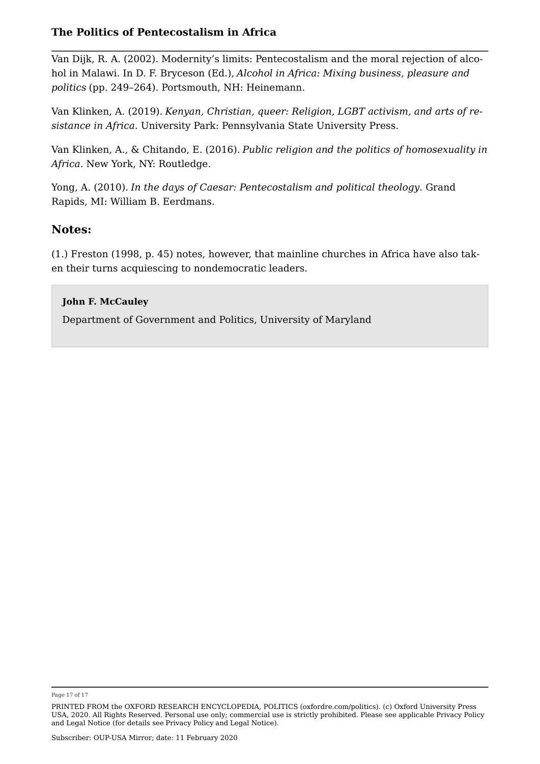Van Dijk, R. A. (2002). Modernity's limits: Pentecostalism and the moral rejection of alcohol in Malawi. In D. F. Bryceson (Ed.), *Alcohol in Africa: Mixing business, pleasure and politics* (pp. 249–264). Portsmouth, NH: Heinemann.

Van Klinken, A. (2019). *Kenyan, Christian, queer: Religion, LGBT activism, and arts of resistance in Africa*. University Park: Pennsylvania State University Press.

Van Klinken, A., & Chitando, E. (2016). *Public religion and the politics of homosexuality in Africa*. New York, NY: Routledge.

Yong, A. (2010). *In the days of Caesar: Pentecostalism and political theology*. Grand Rapids, MI: William B. Eerdmans.

## Notes:

(1.) Freston (1998, p. 45) notes, however, that mainline churches in Africa have also taken their turns acquiescing to nondemocratic leaders.

**John F. McCauley**

Department of Government and Politics, University of Maryland